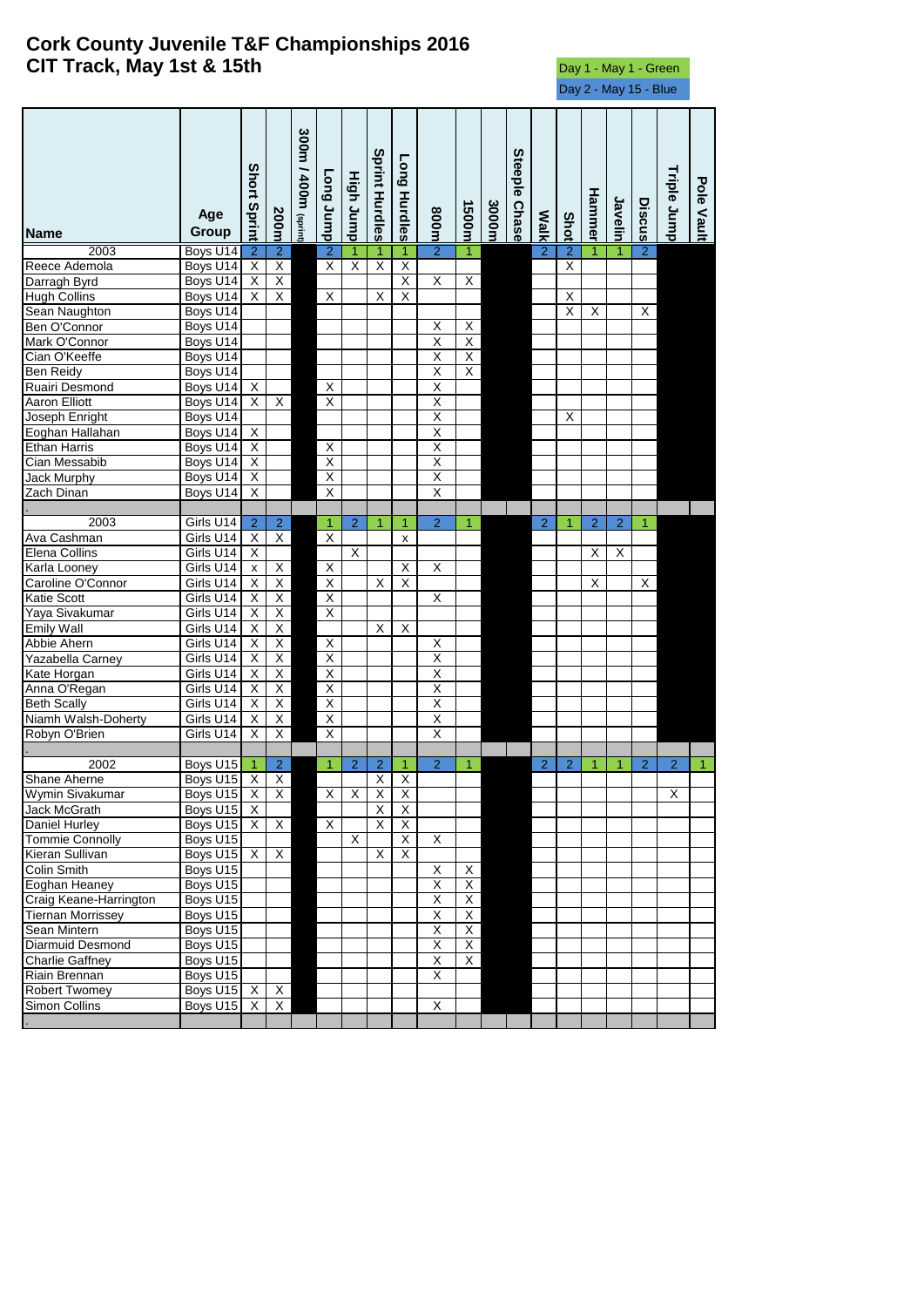# Cork County Juvenile T&F Championships 2016
## CIT Track, May 1st & 15th

Day 1 - May 1 - Green
Day 2 - May 15 - Blue

| Name | Age Group | Short Sprint | 200m | 300m / 400m (sprint) | Long Jump | High Jump | Sprint Hurdles | Long Hurdles | 800m | 1500m | 3000m | Steeple Chase | Walk | Shot | Hammer | Javelin | Discus | Triple Jump | Pole Vault |
|---|---|---|---|---|---|---|---|---|---|---|---|---|---|---|---|---|---|---|---|
| 2003 | Boys U14 | 2 | 2 | | 2 | 1 | 1 | 1 | 2 | 1 | | | 2 | 2 | 1 | 1 | 2 | | |
| Reece Ademola | Boys U14 | X | X | | X | X | X | X | | | | | | X | | | | | |
| Darragh Byrd | Boys U14 | X | X | | | | | X | X | X | | | | | | | | | |
| Hugh Collins | Boys U14 | X | X | | X | | X | X | | | | | | X | | | | | |
| Sean Naughton | Boys U14 | | | | | | | | | | | | | X | X | | X | | |
| Ben O'Connor | Boys U14 | | | | | | | | X | X | | | | | | | | | |
| Mark O'Connor | Boys U14 | | | | | | | | X | X | | | | | | | | | |
| Cian O'Keeffe | Boys U14 | | | | | | | | X | X | | | | | | | | | |
| Ben Reidy | Boys U14 | | | | | | | | X | X | | | | | | | | | |
| Ruairi Desmond | Boys U14 | X | | | X | | | | X | | | | | | | | | | |
| Aaron Elliott | Boys U14 | X | X | | X | | | | X | | | | | | | | | | |
| Joseph Enright | Boys U14 | | | | | | | | X | | | | | X | | | | | |
| Eoghan Hallahan | Boys U14 | X | | | | | | | X | | | | | | | | | | |
| Ethan Harris | Boys U14 | X | | | X | | | | X | | | | | | | | | | |
| Cian Messabib | Boys U14 | X | | | X | | | | X | | | | | | | | | | |
| Jack Murphy | Boys U14 | X | | | X | | | | X | | | | | | | | | | |
| Zach Dinan | Boys U14 | X | | | X | | | | X | | | | | | | | | | |
| . | | | | | | | | | | | | | | | | | | | |
| 2003 | Girls U14 | 2 | 2 | | 1 | 2 | 1 | 1 | 2 | 1 | | | 2 | 1 | 2 | 2 | 1 | | |
| Ava Cashman | Girls U14 | X | X | | X | | | x | | | | | | | | | | | |
| Elena Collins | Girls U14 | X | | | | X | | | | | | | | | X | X | | | |
| Karla Looney | Girls U14 | x | X | | X | | | X | X | | | | | | | | | | |
| Caroline O'Connor | Girls U14 | X | X | | X | | X | X | | | | | | | X | | X | | |
| Katie Scott | Girls U14 | X | X | | X | | | | X | | | | | | | | | | |
| Yaya Sivakumar | Girls U14 | X | X | | X | | | | | | | | | | | | | | |
| Emily Wall | Girls U14 | X | X | | | | X | X | | | | | | | | | | | |
| Abbie Ahern | Girls U14 | X | X | | X | | | | X | | | | | | | | | | |
| Yazabella Carney | Girls U14 | X | X | | X | | | | X | | | | | | | | | | |
| Kate Horgan | Girls U14 | X | X | | X | | | | X | | | | | | | | | | |
| Anna O'Regan | Girls U14 | X | X | | X | | | | X | | | | | | | | | | |
| Beth Scally | Girls U14 | X | X | | X | | | | X | | | | | | | | | | |
| Niamh Walsh-Doherty | Girls U14 | X | X | | X | | | | X | | | | | | | | | | |
| Robyn O'Brien | Girls U14 | X | X | | X | | | | X | | | | | | | | | | |
| . | | | | | | | | | | | | | | | | | | | |
| 2002 | Boys U15 | 1 | 2 | | 1 | 2 | 2 | 1 | 2 | 1 | | | 2 | 2 | 1 | 1 | 2 | 2 | 1 |
| Shane Aherne | Boys U15 | X | X | | | | X | X | | | | | | | | | | | |
| Wymin Sivakumar | Boys U15 | X | X | | X | X | X | X | | | | | | | | | | X | |
| Jack McGrath | Boys U15 | X | | | | | X | X | | | | | | | | | | | |
| Daniel Hurley | Boys U15 | X | X | | X | | X | X | | | | | | | | | | | |
| Tommie Connolly | Boys U15 | | | | | X | | X | X | | | | | | | | | | |
| Kieran Sullivan | Boys U15 | X | X | | | | X | X | | | | | | | | | | | |
| Colin Smith | Boys U15 | | | | | | | | X | X | | | | | | | | | |
| Eoghan Heaney | Boys U15 | | | | | | | | X | X | | | | | | | | | |
| Craig Keane-Harrington | Boys U15 | | | | | | | | X | X | | | | | | | | | |
| Tiernan Morrissey | Boys U15 | | | | | | | | X | X | | | | | | | | | |
| Sean Mintern | Boys U15 | | | | | | | | X | X | | | | | | | | | |
| Diarmuid Desmond | Boys U15 | | | | | | | | X | X | | | | | | | | | |
| Charlie Gaffney | Boys U15 | | | | | | | | X | X | | | | | | | | | |
| Riain Brennan | Boys U15 | | | | | | | | X | | | | | | | | | | |
| Robert Twomey | Boys U15 | X | X | | | | | | | | | | | | | | | | |
| Simon Collins | Boys U15 | X | X | | | | | | X | | | | | | | | | | |
| . | | | | | | | | | | | | | | | | | | | |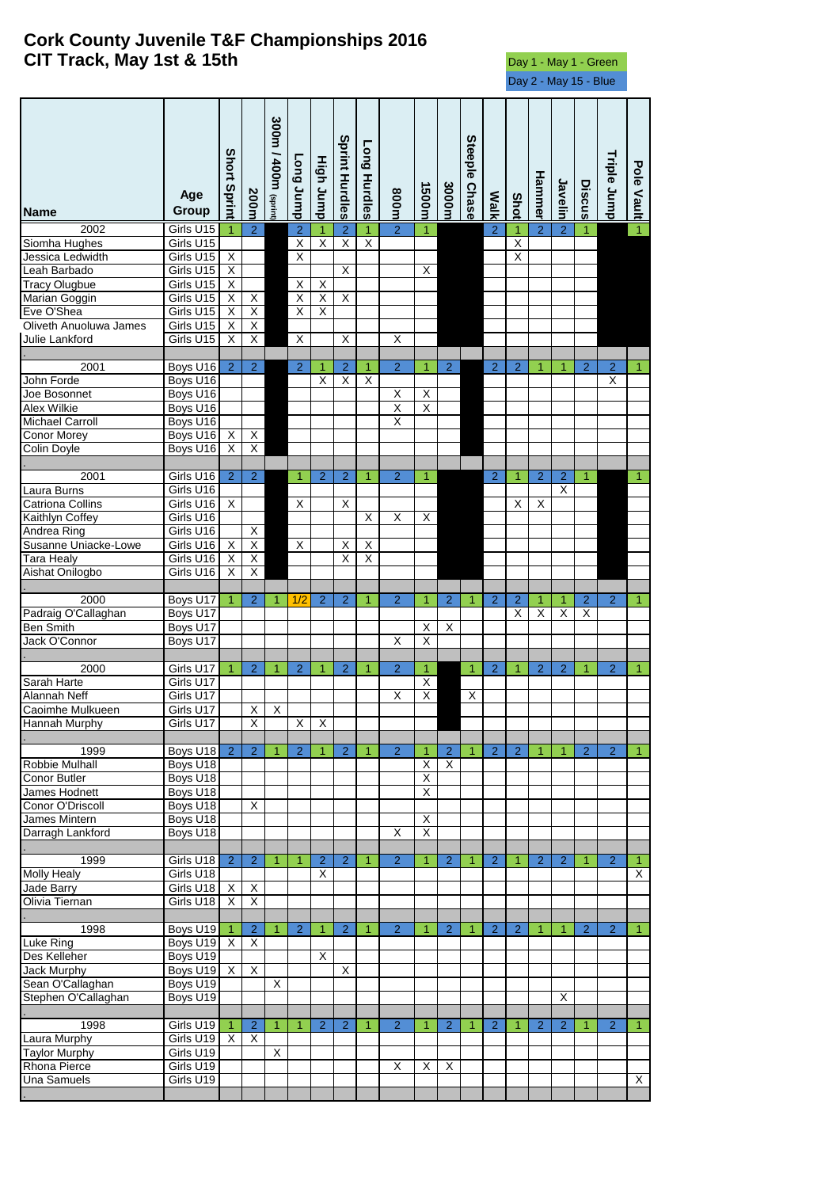# Cork County Juvenile T&F Championships 2016
# CIT Track, May 1st & 15th

Day 1 - May 1 - Green

Day 2 - May 15 - Blue

| Name | Age Group | Short Sprint | 200m | 300m / 400m (sprint) | Long Jump | High Jump | Sprint Hurdles | Long Hurdles | 800m | 1500m | 3000m | Steeple Chase | Walk | Shot | Hammer | Javelin | Discus | Triple Jump | Pole Vault |
|---|---|---|---|---|---|---|---|---|---|---|---|---|---|---|---|---|---|---|---|
| 2002 | Girls U15 | 1 | 2 | | 2 | 1 | 2 | 1 | 2 | 1 | | | 2 | 1 | 2 | 2 | 1 | | 1 |
| Siomha Hughes | Girls U15 | | | | X | X | X | X | | | | | | X | | | | | |
| Jessica Ledwidth | Girls U15 | X | | | X | | | | | | | | | X | | | | | |
| Leah Barbado | Girls U15 | X | | | | | X | | | X | | | | | | | | | |
| Tracy Olugbue | Girls U15 | X | | | X | X | | | | | | | | | | | | | |
| Marian Goggin | Girls U15 | X | X | | X | X | X | | | | | | | | | | | | |
| Eve O'Shea | Girls U15 | X | X | | X | X | | | | | | | | | | | | | |
| Oliveth Anuoluwa James | Girls U15 | X | X | | | | | | | | | | | | | | | | |
| Julie Lankford | Girls U15 | X | X | | X | | X | | X | | | | | | | | | | |
| . | | | | | | | | | | | | | | | | | | | |
| 2001 | Boys U16 | 2 | 2 | | 2 | 1 | 2 | 1 | 2 | 1 | 2 | | 2 | 2 | 1 | 1 | 2 | 2 | 1 |
| John Forde | Boys U16 | | | | | X | X | X | | | | | | | | | | X | |
| Joe Bosonnet | Boys U16 | | | | | | | | X | X | | | | | | | | | |
| Alex Wilkie | Boys U16 | | | | | | | | X | X | | | | | | | | | |
| Michael Carroll | Boys U16 | | | | | | | | X | | | | | | | | | | |
| Conor Morey | Boys U16 | X | X | | | | | | | | | | | | | | | | |
| Colin Doyle | Boys U16 | X | X | | | | | | | | | | | | | | | | |
| . | | | | | | | | | | | | | | | | | | | |
| 2001 | Girls U16 | 2 | 2 | | 1 | 2 | 2 | 1 | 2 | 1 | | | 2 | 1 | 2 | 2 | 1 | | 1 |
| Laura Burns | Girls U16 | | | | | | | | | | | | | | | X | | | |
| Catriona Collins | Girls U16 | X | | | X | | X | | | | | | | X | X | | | | |
| Kaithlyn Coffey | Girls U16 | | | | | | | X | X | X | | | | | | | | | |
| Andrea Ring | Girls U16 | | X | | | | | | | | | | | | | | | | |
| Susanne Uniacke-Lowe | Girls U16 | X | X | | X | | X | X | | | | | | | | | | | |
| Tara Healy | Girls U16 | X | X | | | | X | X | | | | | | | | | | | |
| Aishat Onilogbo | Girls U16 | X | X | | | | | | | | | | | | | | | | |
| . | | | | | | | | | | | | | | | | | | | |
| 2000 | Boys U17 | 1 | 2 | 1 | 1/2 | 2 | 2 | 1 | 2 | 1 | 2 | 1 | 2 | 2 | 1 | 1 | 2 | 2 | 1 |
| Padraig O'Callaghan | Boys U17 | | | | | | | | | | | | | X | X | X | X | | |
| Ben Smith | Boys U17 | | | | | | | | | X | X | | | | | | | | |
| Jack O'Connor | Boys U17 | | | | | | | | X | X | | | | | | | | | |
| . | | | | | | | | | | | | | | | | | | | |
| 2000 | Girls U17 | 1 | 2 | 1 | 2 | 1 | 2 | 1 | 2 | 1 | | 1 | 2 | 1 | 2 | 2 | 1 | 2 | 1 |
| Sarah Harte | Girls U17 | | | | | | | | | X | | | | | | | | | |
| Alannah Neff | Girls U17 | | | | | | | | X | X | | X | | | | | | | |
| Caoimhe Mulkueen | Girls U17 | | X | X | | | | | | | | | | | | | | | |
| Hannah Murphy | Girls U17 | | X | | X | X | | | | | | | | | | | | | |
| . | | | | | | | | | | | | | | | | | | | |
| 1999 | Boys U18 | 2 | 2 | 1 | 2 | 1 | 2 | 1 | 2 | 1 | 2 | 1 | 2 | 2 | 1 | 1 | 2 | 2 | 1 |
| Robbie Mulhall | Boys U18 | | | | | | | | | X | X | | | | | | | | |
| Conor Butler | Boys U18 | | | | | | | | | X | | | | | | | | | |
| James Hodnett | Boys U18 | | | | | | | | | X | | | | | | | | | |
| Conor O'Driscoll | Boys U18 | | X | | | | | | | | | | | | | | | | |
| James Mintern | Boys U18 | | | | | | | | | X | | | | | | | | | |
| Darragh Lankford | Boys U18 | | | | | | | | X | X | | | | | | | | | |
| . | | | | | | | | | | | | | | | | | | | |
| 1999 | Girls U18 | 2 | 2 | 1 | 1 | 2 | 2 | 1 | 2 | 1 | 2 | 1 | 2 | 1 | 2 | 2 | 1 | 2 | 1 |
| Molly Healy | Girls U18 | | | | | X | | | | | | | | | | | | | X |
| Jade Barry | Girls U18 | X | X | | | | | | | | | | | | | | | | |
| Olivia Tiernan | Girls U18 | X | X | | | | | | | | | | | | | | | | |
| . | | | | | | | | | | | | | | | | | | | |
| 1998 | Boys U19 | 1 | 2 | 1 | 2 | 1 | 2 | 1 | 2 | 1 | 2 | 1 | 2 | 2 | 1 | 1 | 2 | 2 | 1 |
| Luke Ring | Boys U19 | X | X | | | | | | | | | | | | | | | | |
| Des Kelleher | Boys U19 | | | | | X | | | | | | | | | | | | | |
| Jack Murphy | Boys U19 | X | X | | | | X | | | | | | | | | | | | |
| Sean O'Callaghan | Boys U19 | | | X | | | | | | | | | | | | | | | |
| Stephen O'Callaghan | Boys U19 | | | | | | | | | | | | | | | X | | | |
| . | | | | | | | | | | | | | | | | | | | |
| 1998 | Girls U19 | 1 | 2 | 1 | 1 | 2 | 2 | 1 | 2 | 1 | 2 | 1 | 2 | 1 | 2 | 2 | 1 | 2 | 1 |
| Laura Murphy | Girls U19 | X | X | | | | | | | | | | | | | | | | |
| Taylor Murphy | Girls U19 | | | X | | | | | | | | | | | | | | | |
| Rhona Pierce | Girls U19 | | | | | | | | X | X | X | | | | | | | | |
| Una Samuels | Girls U19 | | | | | | | | | | | | | | | | | | X |
| . | | | | | | | | | | | | | | | | | | | |